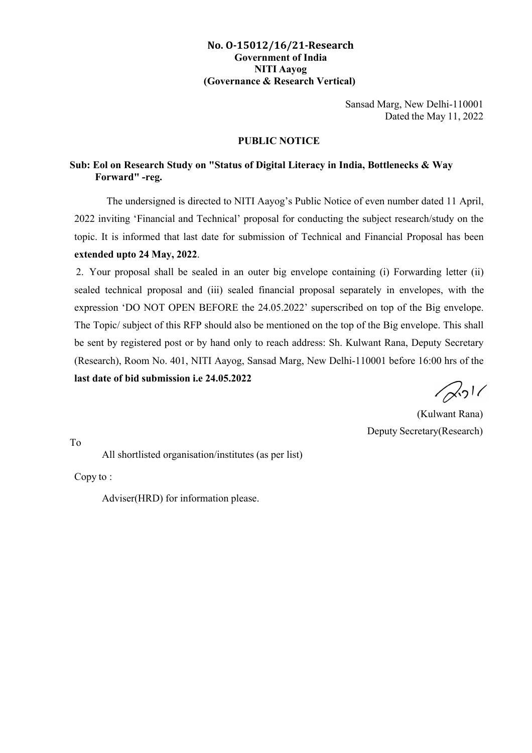**No. O-15012/16/21-Research**
**Government of India**
**NITI Aayog**
**(Governance & Research Vertical)**

Sansad Marg, New Delhi-110001
Dated the May 11, 2022

**PUBLIC NOTICE**

**Sub: EoI on Research Study on "Status of Digital Literacy in India, Bottlenecks & Way Forward" -reg.**

The undersigned is directed to NITI Aayog's Public Notice of even number dated 11 April, 2022 inviting 'Financial and Technical' proposal for conducting the subject research/study on the topic. It is informed that last date for submission of Technical and Financial Proposal has been **extended upto 24 May, 2022**.

2. Your proposal shall be sealed in an outer big envelope containing (i) Forwarding letter (ii) sealed technical proposal and (iii) sealed financial proposal separately in envelopes, with the expression 'DO NOT OPEN BEFORE the 24.05.2022' superscribed on top of the Big envelope. The Topic/ subject of this RFP should also be mentioned on the top of the Big envelope. This shall be sent by registered post or by hand only to reach address: Sh. Kulwant Rana, Deputy Secretary (Research), Room No. 401, NITI Aayog, Sansad Marg, New Delhi-110001 before 16:00 hrs of the **last date of bid submission i.e 24.05.2022**

(Kulwant Rana)
Deputy Secretary(Research)

To

All shortlisted organisation/institutes (as per list)

Copy to :

Adviser(HRD) for information please.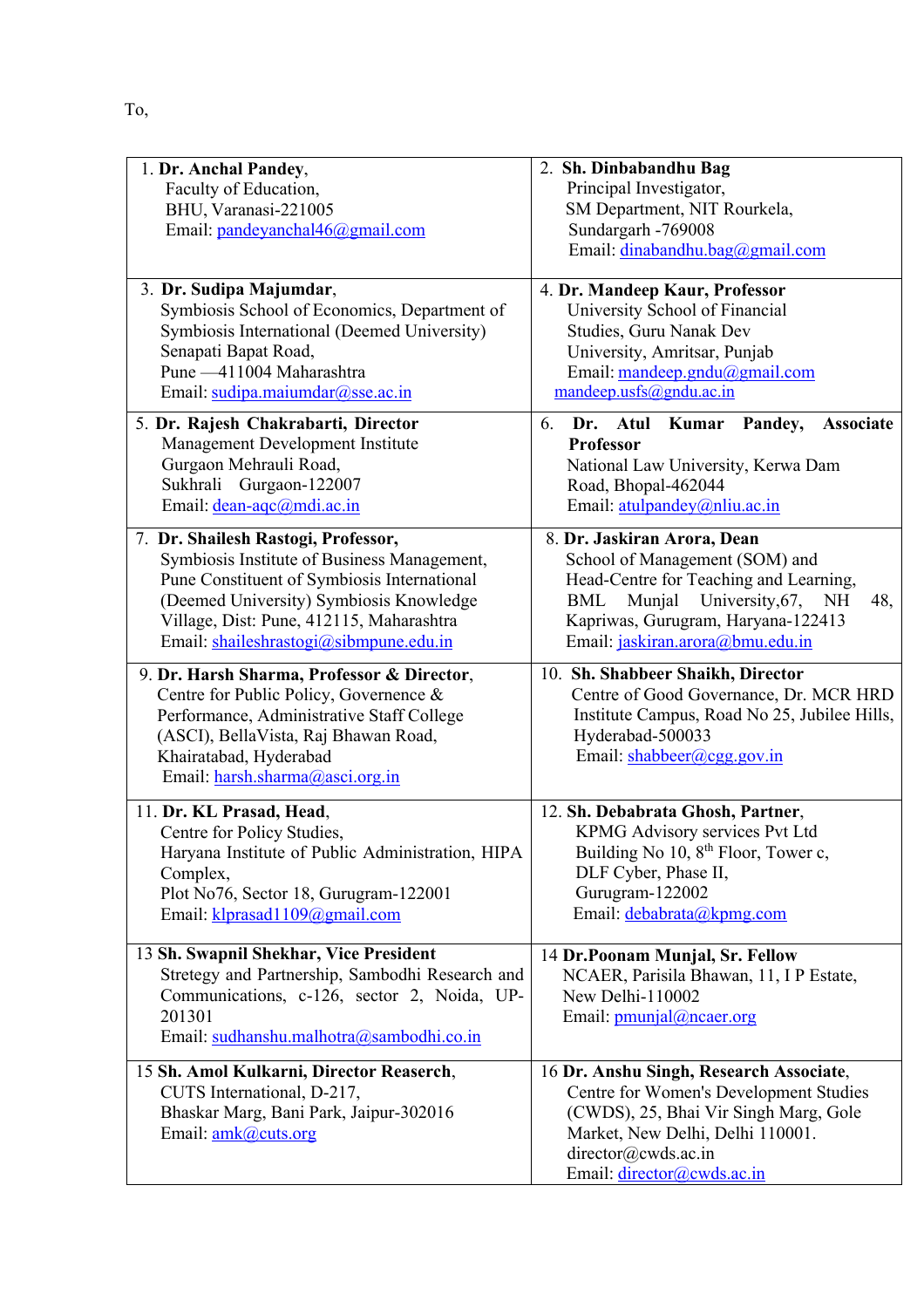To,

| | |
|---|---|
| 1. **Dr. Anchal Pandey**, Faculty of Education, BHU, Varanasi-221005 Email: pandeyanchal46@gmail.com | 2. **Sh. Dinbabandhu Bag** Principal Investigator, SM Department, NIT Rourkela, Sundargarh -769008 Email: dinabandhu.bag@gmail.com |
| 3. **Dr. Sudipa Majumdar**, Symbiosis School of Economics, Department of Symbiosis International (Deemed University) Senapati Bapat Road, Pune —411004 Maharashtra Email: sudipa.maiumdar@sse.ac.in | 4. **Dr. Mandeep Kaur, Professor** University School of Financial Studies, Guru Nanak Dev University, Amritsar, Punjab Email: mandeep.gndu@gmail.com mandeep.usfs@gndu.ac.in |
| 5. **Dr. Rajesh Chakrabarti, Director** Management Development Institute Gurgaon Mehrauli Road, Sukhrali Gurgaon-122007 Email: dean-aqc@mdi.ac.in | 6. **Dr. Atul Kumar Pandey, Associate Professor** National Law University, Kerwa Dam Road, Bhopal-462044 Email: atulpandey@nliu.ac.in |
| 7. **Dr. Shailesh Rastogi, Professor,** Symbiosis Institute of Business Management, Pune Constituent of Symbiosis International (Deemed University) Symbiosis Knowledge Village, Dist: Pune, 412115, Maharashtra Email: shaileshrastogi@sibmpune.edu.in | 8. **Dr. Jaskiran Arora, Dean** School of Management (SOM) and Head-Centre for Teaching and Learning, BML Munjal University,67, NH 48, Kapriwas, Gurugram, Haryana-122413 Email: jaskiran.arora@bmu.edu.in |
| 9. **Dr. Harsh Sharma, Professor & Director**, Centre for Public Policy, Governence & Performance, Administrative Staff College (ASCI), BellaVista, Raj Bhawan Road, Khairatabad, Hyderabad Email: harsh.sharma@asci.org.in | 10. **Sh. Shabbeer Shaikh, Director** Centre of Good Governance, Dr. MCR HRD Institute Campus, Road No 25, Jubilee Hills, Hyderabad-500033 Email: shabbeer@cgg.gov.in |
| 11. **Dr. KL Prasad, Head**, Centre for Policy Studies, Haryana Institute of Public Administration, HIPA Complex, Plot No76, Sector 18, Gurugram-122001 Email: klprasad1109@gmail.com | 12. **Sh. Debabrata Ghosh, Partner**, KPMG Advisory services Pvt Ltd Building No 10, 8th Floor, Tower c, DLF Cyber, Phase II, Gurugram-122002 Email: debabrata@kpmg.com |
| 13 **Sh. Swapnil Shekhar, Vice President** Stretegy and Partnership, Sambodhi Research and Communications, c-126, sector 2, Noida, UP-201301 Email: sudhanshu.malhotra@sambodhi.co.in | 14 **Dr.Poonam Munjal, Sr. Fellow** NCAER, Parisila Bhawan, 11, I P Estate, New Delhi-110002 Email: pmunjal@ncaer.org |
| 15 **Sh. Amol Kulkarni, Director Reaserch**, CUTS International, D-217, Bhaskar Marg, Bani Park, Jaipur-302016 Email: amk@cuts.org | 16 **Dr. Anshu Singh, Research Associate**, Centre for Women's Development Studies (CWDS), 25, Bhai Vir Singh Marg, Gole Market, New Delhi, Delhi 110001. director@cwds.ac.in Email: director@cwds.ac.in |